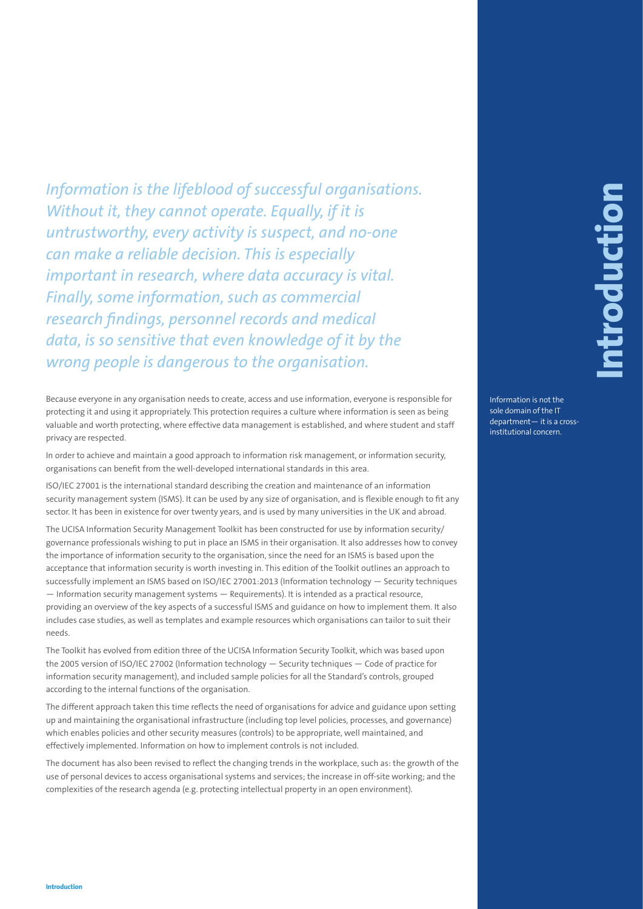# Introduction

*Information is the lifeblood of successful organisations. Without it, they cannot operate. Equally, if it is untrustworthy, every activity is suspect, and no-one can make a reliable decision. This is especially important in research, where data accuracy is vital. Finally, some information, such as commercial research findings, personnel records and medical data, is so sensitive that even knowledge of it by the wrong people is dangerous to the organisation.*

Because everyone in any organisation needs to create, access and use information, everyone is responsible for protecting it and using it appropriately. This protection requires a culture where information is seen as being valuable and worth protecting, where effective data management is established, and where student and staff privacy are respected.

Information is not the sole domain of the IT department— it is a cross-institutional concern.

In order to achieve and maintain a good approach to information risk management, or information security, organisations can benefit from the well-developed international standards in this area.

ISO/IEC 27001 is the international standard describing the creation and maintenance of an information security management system (ISMS). It can be used by any size of organisation, and is flexible enough to fit any sector. It has been in existence for over twenty years, and is used by many universities in the UK and abroad.

The UCISA Information Security Management Toolkit has been constructed for use by information security/ governance professionals wishing to put in place an ISMS in their organisation. It also addresses how to convey the importance of information security to the organisation, since the need for an ISMS is based upon the acceptance that information security is worth investing in. This edition of the Toolkit outlines an approach to successfully implement an ISMS based on ISO/IEC 27001:2013 (Information technology — Security techniques — Information security management systems — Requirements). It is intended as a practical resource, providing an overview of the key aspects of a successful ISMS and guidance on how to implement them. It also includes case studies, as well as templates and example resources which organisations can tailor to suit their needs.

The Toolkit has evolved from edition three of the UCISA Information Security Toolkit, which was based upon the 2005 version of ISO/IEC 27002 (Information technology — Security techniques — Code of practice for information security management), and included sample policies for all the Standard's controls, grouped according to the internal functions of the organisation.

The different approach taken this time reflects the need of organisations for advice and guidance upon setting up and maintaining the organisational infrastructure (including top level policies, processes, and governance) which enables policies and other security measures (controls) to be appropriate, well maintained, and effectively implemented. Information on how to implement controls is not included.

The document has also been revised to reflect the changing trends in the workplace, such as: the growth of the use of personal devices to access organisational systems and services; the increase in off-site working; and the complexities of the research agenda (e.g. protecting intellectual property in an open environment).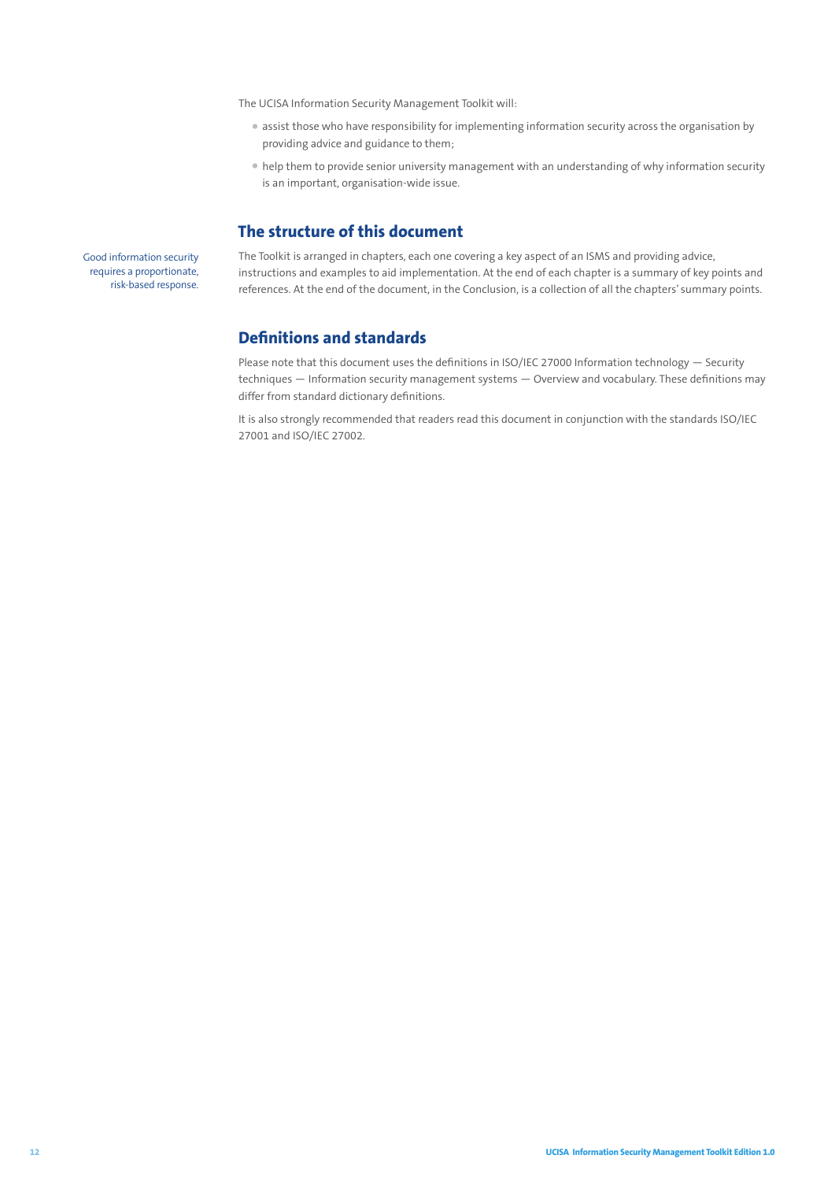The UCISA Information Security Management Toolkit will:

- assist those who have responsibility for implementing information security across the organisation by providing advice and guidance to them;
- help them to provide senior university management with an understanding of why information security is an important, organisation-wide issue.

## The structure of this document

Good information security requires a proportionate, risk-based response.

The Toolkit is arranged in chapters, each one covering a key aspect of an ISMS and providing advice, instructions and examples to aid implementation. At the end of each chapter is a summary of key points and references. At the end of the document, in the Conclusion, is a collection of all the chapters' summary points.

## Definitions and standards

Please note that this document uses the definitions in ISO/IEC 27000 Information technology — Security techniques — Information security management systems — Overview and vocabulary. These definitions may differ from standard dictionary definitions.

It is also strongly recommended that readers read this document in conjunction with the standards ISO/IEC 27001 and ISO/IEC 27002.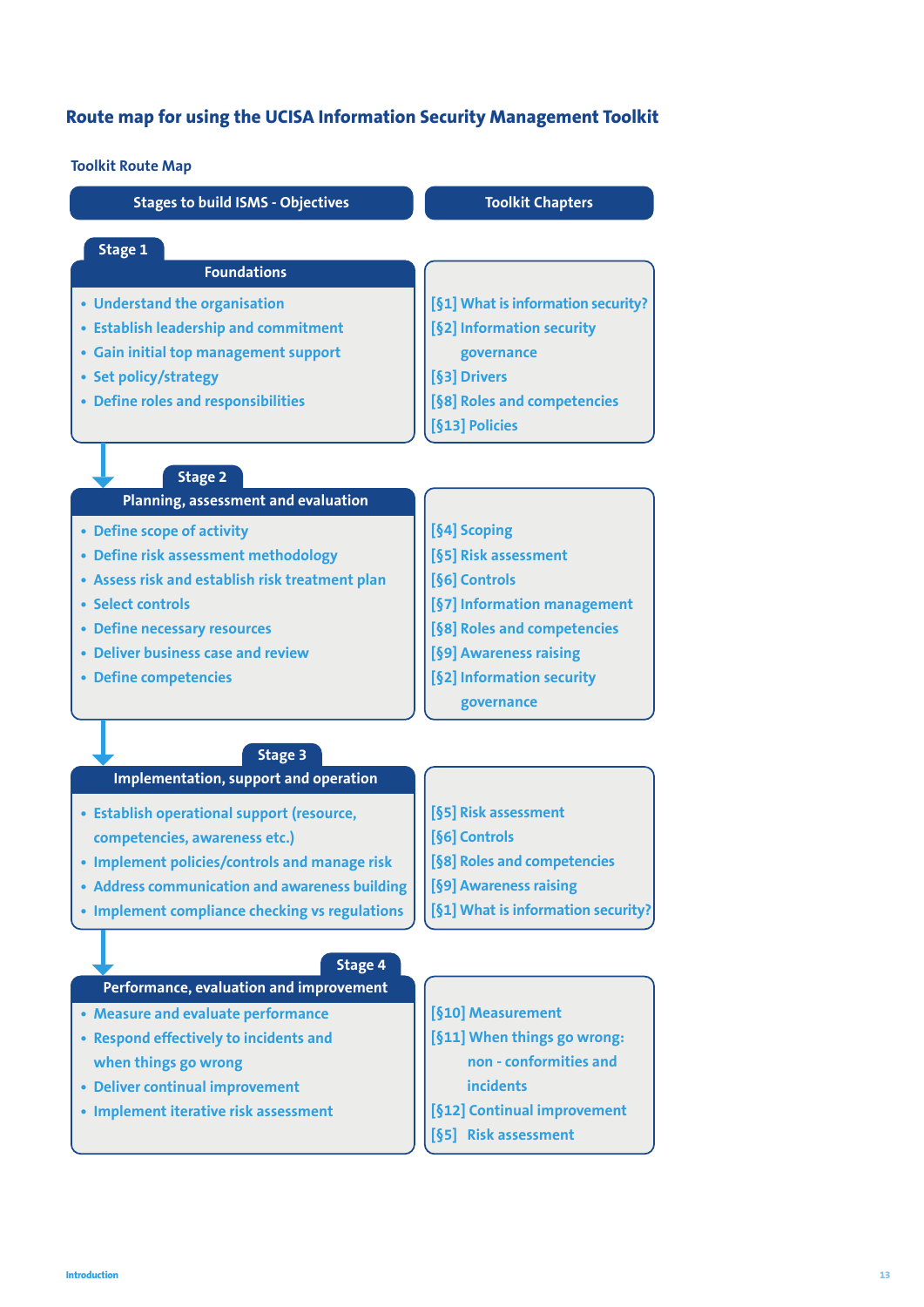## Route map for using the UCISA Information Security Management Toolkit

### Toolkit Route Map

| Stages to build ISMS - Objectives | Toolkit Chapters |
|---|---|
| **Stage 1 – Foundations**<br>• Understand the organisation<br>• Establish leadership and commitment<br>• Gain initial top management support<br>• Set policy/strategy<br>• Define roles and responsibilities | [§1] What is information security?<br>[§2] Information security governance<br>[§3] Drivers<br>[§8] Roles and competencies<br>[§13] Policies |
| **Stage 2 – Planning, assessment and evaluation**<br>• Define scope of activity<br>• Define risk assessment methodology<br>• Assess risk and establish risk treatment plan<br>• Select controls<br>• Define necessary resources<br>• Deliver business case and review<br>• Define competencies | [§4] Scoping<br>[§5] Risk assessment<br>[§6] Controls<br>[§7] Information management<br>[§8] Roles and competencies<br>[§9] Awareness raising<br>[§2] Information security governance |
| **Stage 3 – Implementation, support and operation**<br>• Establish operational support (resource, competencies, awareness etc.)<br>• Implement policies/controls and manage risk<br>• Address communication and awareness building<br>• Implement compliance checking vs regulations | [§5] Risk assessment<br>[§6] Controls<br>[§8] Roles and competencies<br>[§9] Awareness raising<br>[§1] What is information security? |
| **Stage 4 – Performance, evaluation and improvement**<br>• Measure and evaluate performance<br>• Respond effectively to incidents and when things go wrong<br>• Deliver continual improvement<br>• Implement iterative risk assessment | [§10] Measurement<br>[§11] When things go wrong: non - conformities and incidents<br>[§12] Continual improvement<br>[§5] Risk assessment |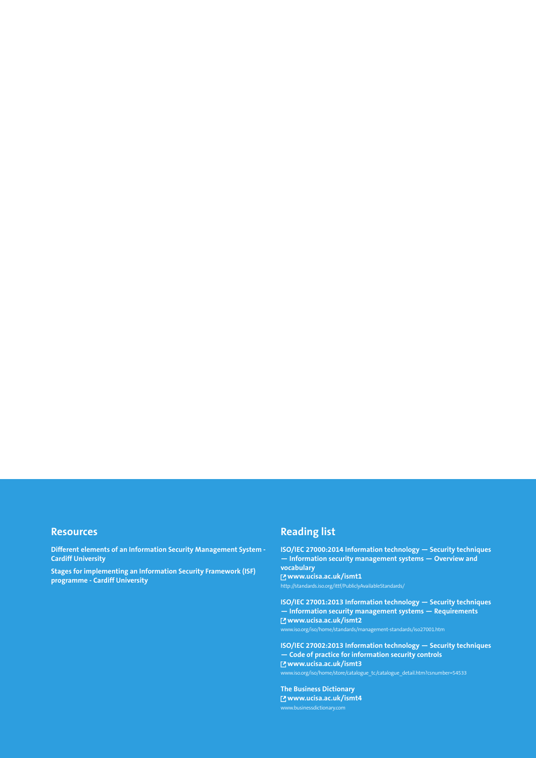## Resources

**Different elements of an Information Security Management System - Cardiff University**

**Stages for implementing an Information Security Framework (ISF) programme - Cardiff University**

## Reading list

**ISO/IEC 27000:2014 Information technology — Security techniques — Information security management systems — Overview and vocabulary**
**www.ucisa.ac.uk/ismt1**
http://standards.iso.org/ittf/PubliclyAvailableStandards/

**ISO/IEC 27001:2013 Information technology — Security techniques — Information security management systems — Requirements**
**www.ucisa.ac.uk/ismt2**
www.iso.org/iso/home/standards/management-standards/iso27001.htm

**ISO/IEC 27002:2013 Information technology — Security techniques — Code of practice for information security controls**
**www.ucisa.ac.uk/ismt3**
www.iso.org/iso/home/store/catalogue_tc/catalogue_detail.htm?csnumber=54533

**The Business Dictionary**
**www.ucisa.ac.uk/ismt4**
www.businessdictionary.com